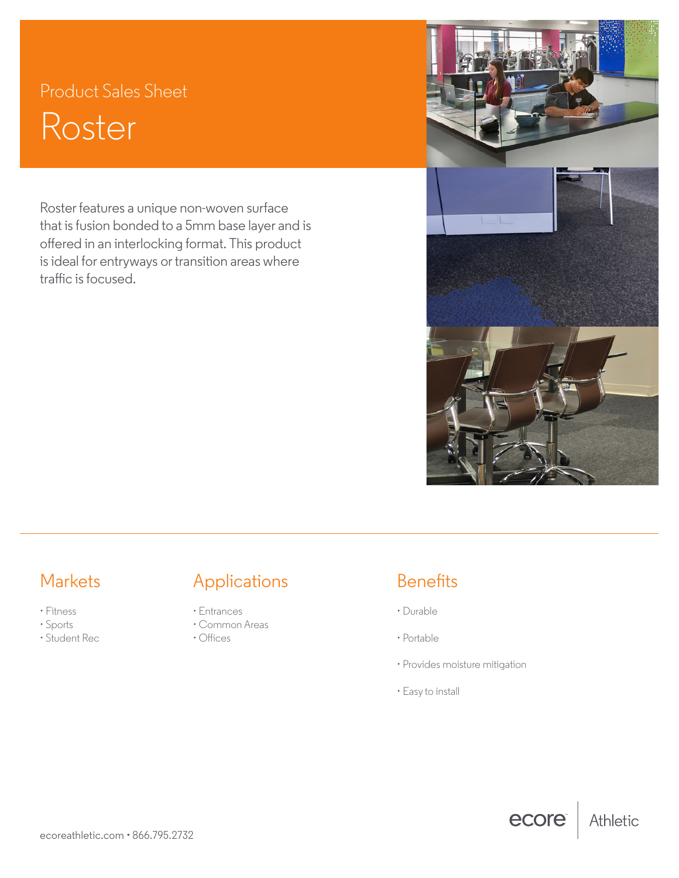Product Sales Sheet

# Roster

Roster features a unique non-woven surface that is fusion bonded to a 5mm base layer and is offered in an interlocking format. This product is ideal for entryways or transition areas where traffic is focused.

## Markets

- Fitness
- Sports
- Student Rec

## Applications

- Entrances
- Common Areas
- Offices

## Benefits

- Durable
- Portable
- Provides moisture mitigation
- Easy to install

ecoreathletic.com • 866.795.2732

ecore | Athletic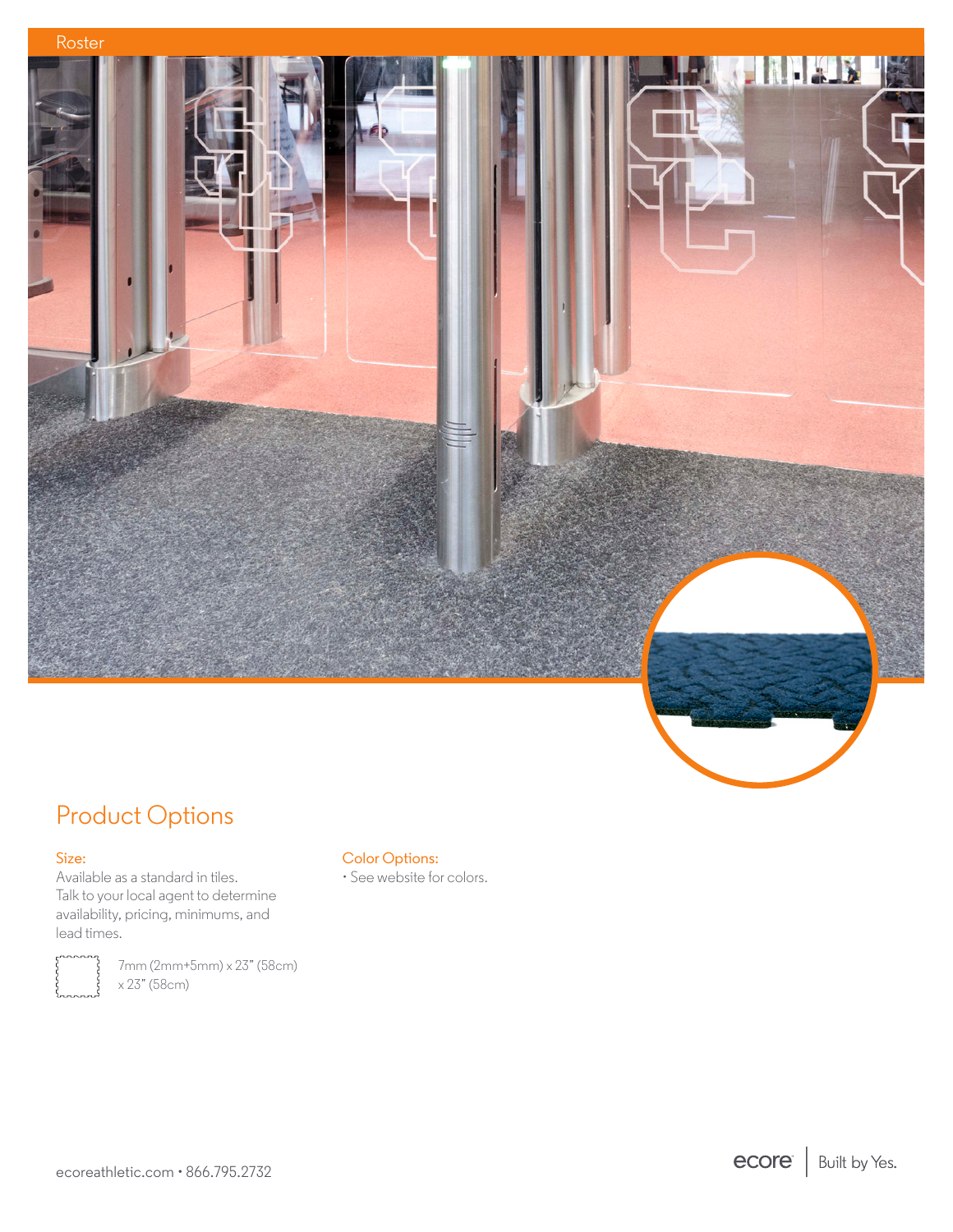Roster

## Product Options

**Size:**
Available as a standard in tiles.
Talk to your local agent to determine availability, pricing, minimums, and lead times.

7mm (2mm+5mm) x 23" (58cm) x 23" (58cm)

**Color Options:**
- See website for colors.

ecoreathletic.com • 866.795.2732

ecore | Built by Yes.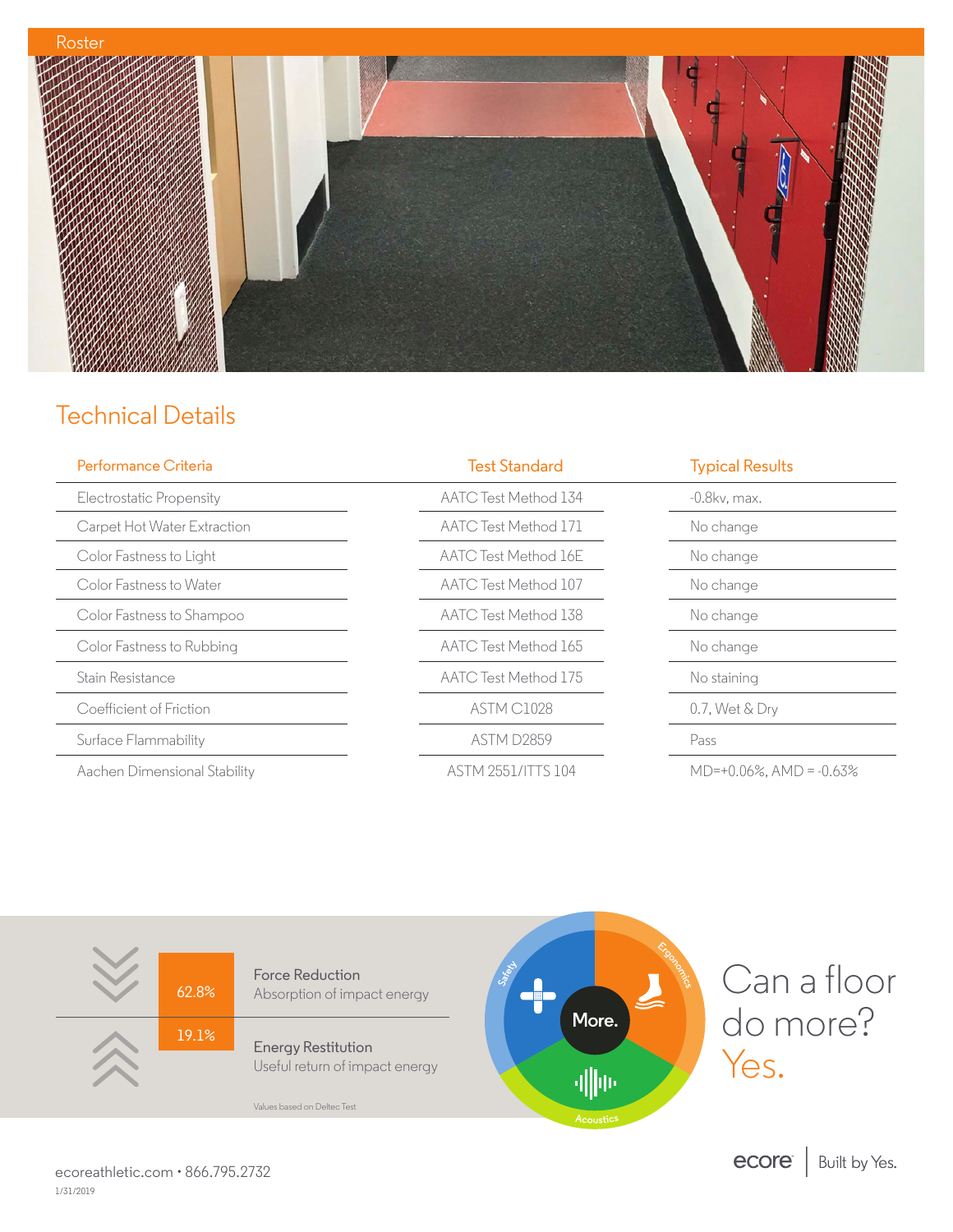Roster

## Technical Details

| Performance Criteria | Test Standard | Typical Results |
| --- | --- | --- |
| Electrostatic Propensity | AATC Test Method 134 | -0.8kv, max. |
| Carpet Hot Water Extraction | AATC Test Method 171 | No change |
| Color Fastness to Light | AATC Test Method 16E | No change |
| Color Fastness to Water | AATC Test Method 107 | No change |
| Color Fastness to Shampoo | AATC Test Method 138 | No change |
| Color Fastness to Rubbing | AATC Test Method 165 | No change |
| Stain Resistance | AATC Test Method 175 | No staining |
| Coefficient of Friction | ASTM C1028 | 0.7, Wet & Dry |
| Surface Flammability | ASTM D2859 | Pass |
| Aachen Dimensional Stability | ASTM 2551/ITTS 104 | MD=+0.06%, AMD = -0.63% |

62.8%

**Force Reduction**
Absorption of impact energy

19.1%

**Energy Restitution**
Useful return of impact energy

Values based on Deltec Test

Safety
Ergonomics
Acoustics
More.

Can a floor do more? Yes.

ecoreathletic.com • 866.795.2732
1/31/2019

ecore | Built by Yes.